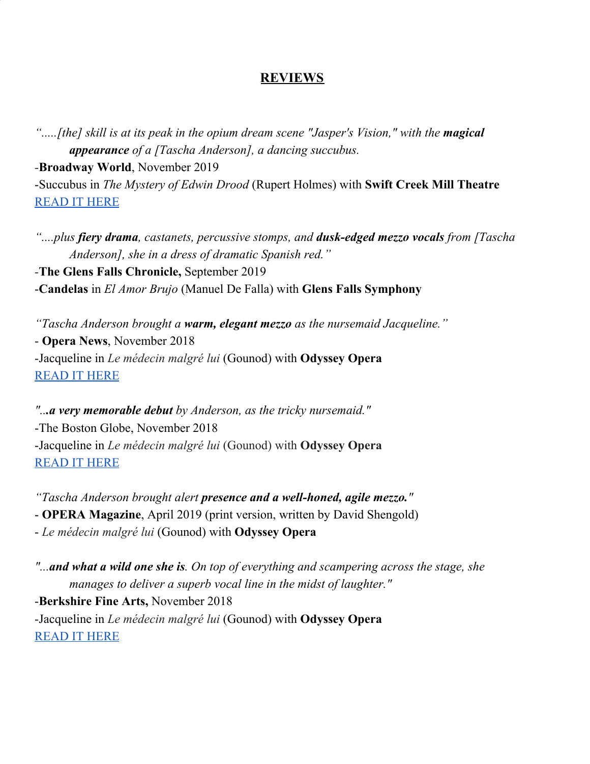# **REVIEWS**

*".....[the] skill is at its peak in the opium dream scene "Jasper's Vision," with the **magical appearance** of a [Tascha Anderson], a dancing succubus.*

-**Broadway World**, November 2019

-Succubus in *The Mystery of Edwin Drood* (Rupert Holmes) with **Swift Creek Mill Theatre**

READ IT HERE

*"....plus **fiery drama**, castanets, percussive stomps, and **dusk-edged mezzo vocals** from [Tascha Anderson], she in a dress of dramatic Spanish red."*

-**The Glens Falls Chronicle,** September 2019

-**Candelas** in *El Amor Brujo* (Manuel De Falla) with **Glens Falls Symphony**

*"Tascha Anderson brought a **warm, elegant mezzo** as the nursemaid Jacqueline."*

- **Opera News**, November 2018

-Jacqueline in *Le médecin malgré lui* (Gounod) with **Odyssey Opera**

READ IT HERE

*"...**a very memorable debut** by Anderson, as the tricky nursemaid."*

-The Boston Globe, November 2018

-Jacqueline in *Le médecin malgré lui* (Gounod) with **Odyssey Opera**

READ IT HERE

*"Tascha Anderson brought alert **presence and a well-honed, agile mezzo.**"*

- **OPERA Magazine**, April 2019 (print version, written by David Shengold)

- *Le médecin malgré lui* (Gounod) with **Odyssey Opera**

*"...**and what a wild one she is**. On top of everything and scampering across the stage, she manages to deliver a superb vocal line in the midst of laughter."*

-**Berkshire Fine Arts,** November 2018

-Jacqueline in *Le médecin malgré lui* (Gounod) with **Odyssey Opera**

READ IT HERE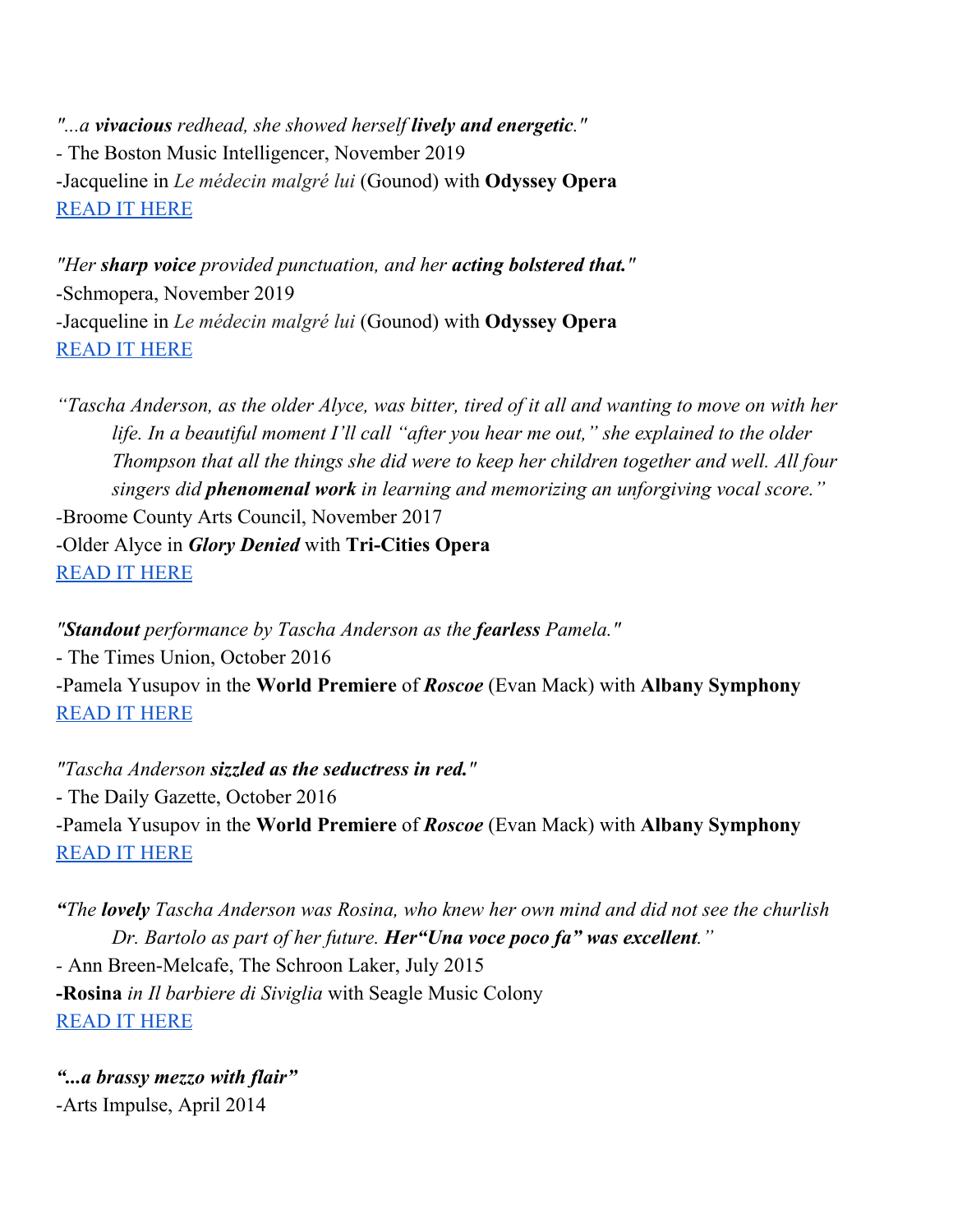*"...a **vivacious** redhead, she showed herself **lively and energetic**."*
- The Boston Music Intelligencer, November 2019
-Jacqueline in *Le médecin malgré lui* (Gounod) with **Odyssey Opera**
READ IT HERE

*"Her **sharp voice** provided punctuation, and her **acting bolstered that.**"*
-Schmopera, November 2019
-Jacqueline in *Le médecin malgré lui* (Gounod) with **Odyssey Opera**
READ IT HERE

*"Tascha Anderson, as the older Alyce, was bitter, tired of it all and wanting to move on with her life. In a beautiful moment I'll call "after you hear me out," she explained to the older Thompson that all the things she did were to keep her children together and well. All four singers did **phenomenal work** in learning and memorizing an unforgiving vocal score."*
-Broome County Arts Council, November 2017
-Older Alyce in ***Glory Denied*** with **Tri-Cities Opera**
READ IT HERE

*"**Standout** performance by Tascha Anderson as the **fearless** Pamela."*
- The Times Union, October 2016
-Pamela Yusupov in the **World Premiere** of ***Roscoe*** (Evan Mack) with **Albany Symphony**
READ IT HERE

*"Tascha Anderson **sizzled as the seductress in red.**"*
- The Daily Gazette, October 2016
-Pamela Yusupov in the **World Premiere** of ***Roscoe*** (Evan Mack) with **Albany Symphony**
READ IT HERE

***"The lovely** Tascha Anderson was Rosina, who knew her own mind and did not see the churlish Dr. Bartolo as part of her future. **Her"Una voce poco fa" was excellent**."*
- Ann Breen-Melcafe, The Schroon Laker, July 2015
**-Rosina** *in Il barbiere di Siviglia* with Seagle Music Colony
READ IT HERE

***"...a brassy mezzo with flair"***
-Arts Impulse, April 2014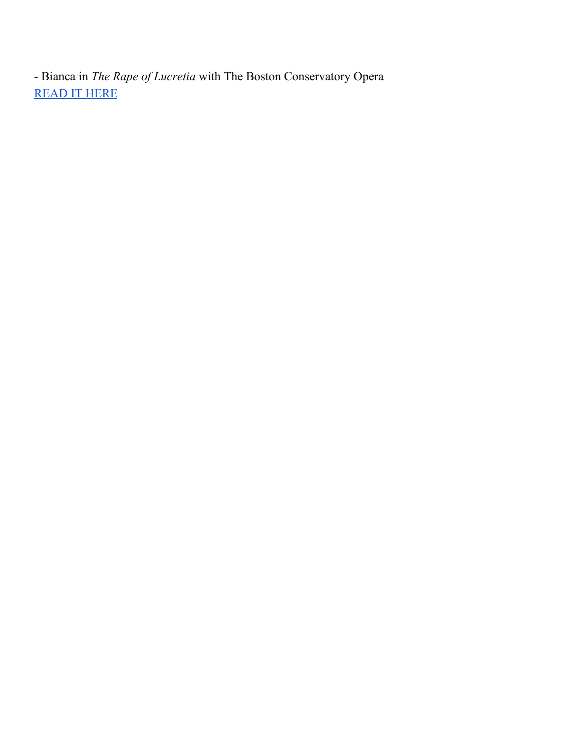- Bianca in *The Rape of Lucretia* with The Boston Conservatory Opera
READ IT HERE